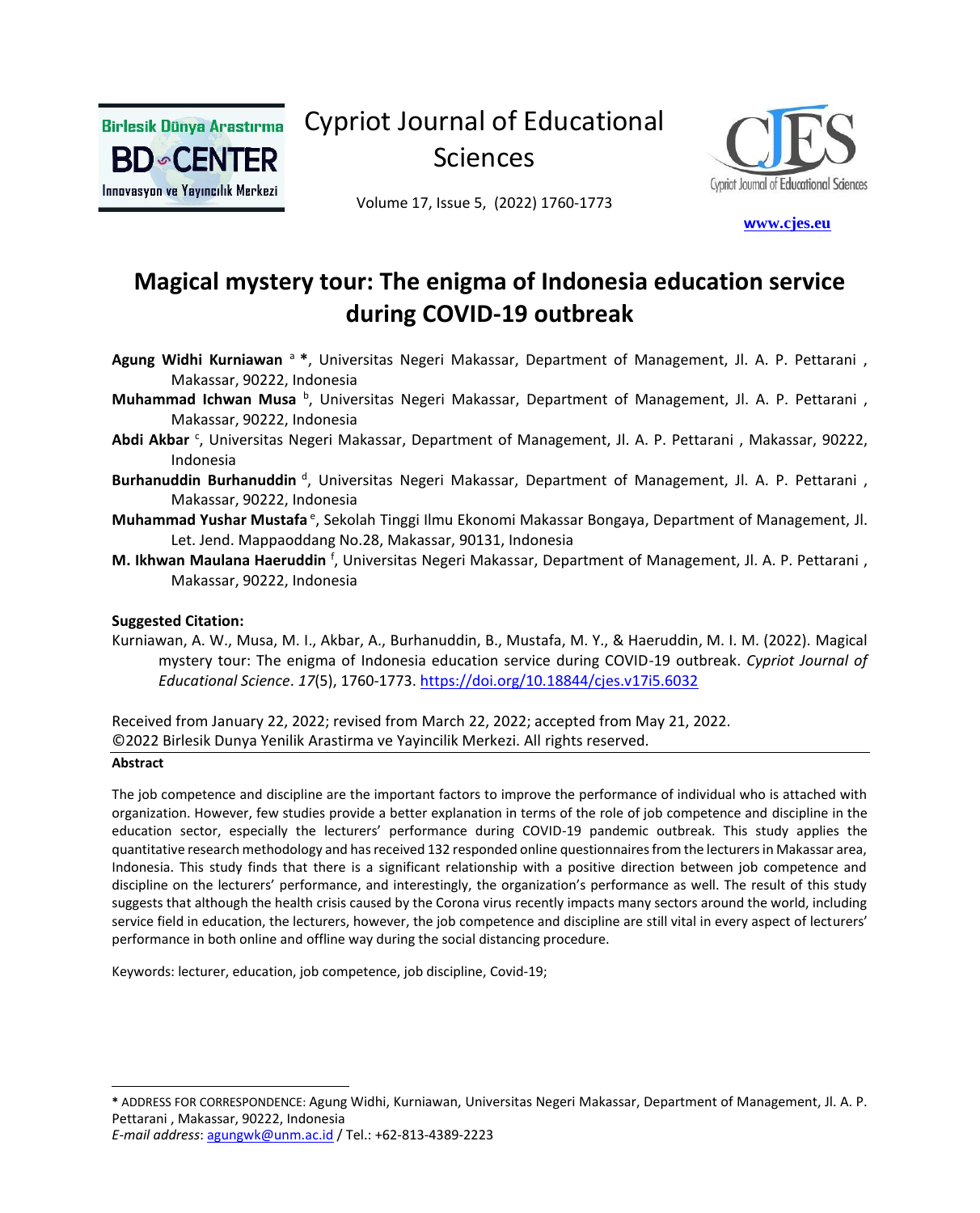Cypriot Journal of Educational Sciences

Volume 17, Issue 5, (2022) 1760-1773

www.cjes.eu

# Magical mystery tour: The enigma of Indonesia education service during COVID-19 outbreak

**Agung Widhi Kurniawan** [a] **\***, Universitas Negeri Makassar, Department of Management, Jl. A. P. Pettarani , Makassar, 90222, Indonesia

**Muhammad Ichwan Musa** [b], Universitas Negeri Makassar, Department of Management, Jl. A. P. Pettarani , Makassar, 90222, Indonesia

**Abdi Akbar** [c], Universitas Negeri Makassar, Department of Management, Jl. A. P. Pettarani , Makassar, 90222, Indonesia

**Burhanuddin Burhanuddin** [d], Universitas Negeri Makassar, Department of Management, Jl. A. P. Pettarani , Makassar, 90222, Indonesia

**Muhammad Yushar Mustafa** [e], Sekolah Tinggi Ilmu Ekonomi Makassar Bongaya, Department of Management, Jl. Let. Jend. Mappaoddang No.28, Makassar, 90131, Indonesia

**M. Ikhwan Maulana Haeruddin** [f], Universitas Negeri Makassar, Department of Management, Jl. A. P. Pettarani , Makassar, 90222, Indonesia

**Suggested Citation:**

Kurniawan, A. W., Musa, M. I., Akbar, A., Burhanuddin, B., Mustafa, M. Y., & Haeruddin, M. I. M. (2022). Magical mystery tour: The enigma of Indonesia education service during COVID-19 outbreak. *Cypriot Journal of Educational Science*. *17*(5), 1760-1773. https://doi.org/10.18844/cjes.v17i5.6032

Received from January 22, 2022; revised from March 22, 2022; accepted from May 21, 2022.
©2022 Birlesik Dunya Yenilik Arastirma ve Yayincilik Merkezi. All rights reserved.

**Abstract**

The job competence and discipline are the important factors to improve the performance of individual who is attached with organization. However, few studies provide a better explanation in terms of the role of job competence and discipline in the education sector, especially the lecturers' performance during COVID-19 pandemic outbreak. This study applies the quantitative research methodology and has received 132 responded online questionnaires from the lecturers in Makassar area, Indonesia. This study finds that there is a significant relationship with a positive direction between job competence and discipline on the lecturers' performance, and interestingly, the organization's performance as well. The result of this study suggests that although the health crisis caused by the Corona virus recently impacts many sectors around the world, including service field in education, the lecturers, however, the job competence and discipline are still vital in every aspect of lecturers' performance in both online and offline way during the social distancing procedure.

Keywords: lecturer, education, job competence, job discipline, Covid-19;

---

\* ADDRESS FOR CORRESPONDENCE: Agung Widhi, Kurniawan, Universitas Negeri Makassar, Department of Management, Jl. A. P. Pettarani , Makassar, 90222, Indonesia
*E-mail address*: agungwk@unm.ac.id / Tel.: +62-813-4389-2223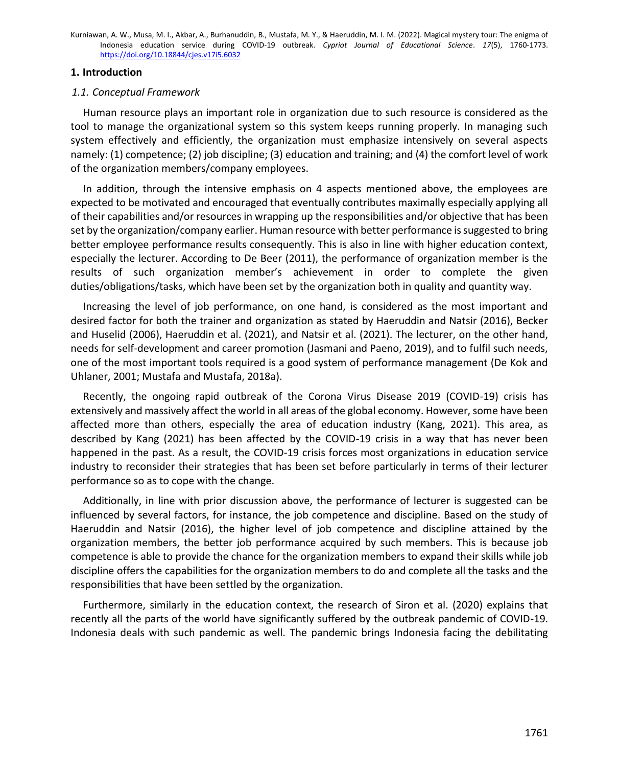## 1. Introduction

### *1.1. Conceptual Framework*

Human resource plays an important role in organization due to such resource is considered as the tool to manage the organizational system so this system keeps running properly. In managing such system effectively and efficiently, the organization must emphasize intensively on several aspects namely: (1) competence; (2) job discipline; (3) education and training; and (4) the comfort level of work of the organization members/company employees.

In addition, through the intensive emphasis on 4 aspects mentioned above, the employees are expected to be motivated and encouraged that eventually contributes maximally especially applying all of their capabilities and/or resources in wrapping up the responsibilities and/or objective that has been set by the organization/company earlier. Human resource with better performance is suggested to bring better employee performance results consequently. This is also in line with higher education context, especially the lecturer. According to De Beer (2011), the performance of organization member is the results of such organization member's achievement in order to complete the given duties/obligations/tasks, which have been set by the organization both in quality and quantity way.

Increasing the level of job performance, on one hand, is considered as the most important and desired factor for both the trainer and organization as stated by Haeruddin and Natsir (2016), Becker and Huselid (2006), Haeruddin et al. (2021), and Natsir et al. (2021). The lecturer, on the other hand, needs for self-development and career promotion (Jasmani and Paeno, 2019), and to fulfil such needs, one of the most important tools required is a good system of performance management (De Kok and Uhlaner, 2001; Mustafa and Mustafa, 2018a).

Recently, the ongoing rapid outbreak of the Corona Virus Disease 2019 (COVID-19) crisis has extensively and massively affect the world in all areas of the global economy. However, some have been affected more than others, especially the area of education industry (Kang, 2021). This area, as described by Kang (2021) has been affected by the COVID-19 crisis in a way that has never been happened in the past. As a result, the COVID-19 crisis forces most organizations in education service industry to reconsider their strategies that has been set before particularly in terms of their lecturer performance so as to cope with the change.

Additionally, in line with prior discussion above, the performance of lecturer is suggested can be influenced by several factors, for instance, the job competence and discipline. Based on the study of Haeruddin and Natsir (2016), the higher level of job competence and discipline attained by the organization members, the better job performance acquired by such members. This is because job competence is able to provide the chance for the organization members to expand their skills while job discipline offers the capabilities for the organization members to do and complete all the tasks and the responsibilities that have been settled by the organization.

Furthermore, similarly in the education context, the research of Siron et al. (2020) explains that recently all the parts of the world have significantly suffered by the outbreak pandemic of COVID-19. Indonesia deals with such pandemic as well. The pandemic brings Indonesia facing the debilitating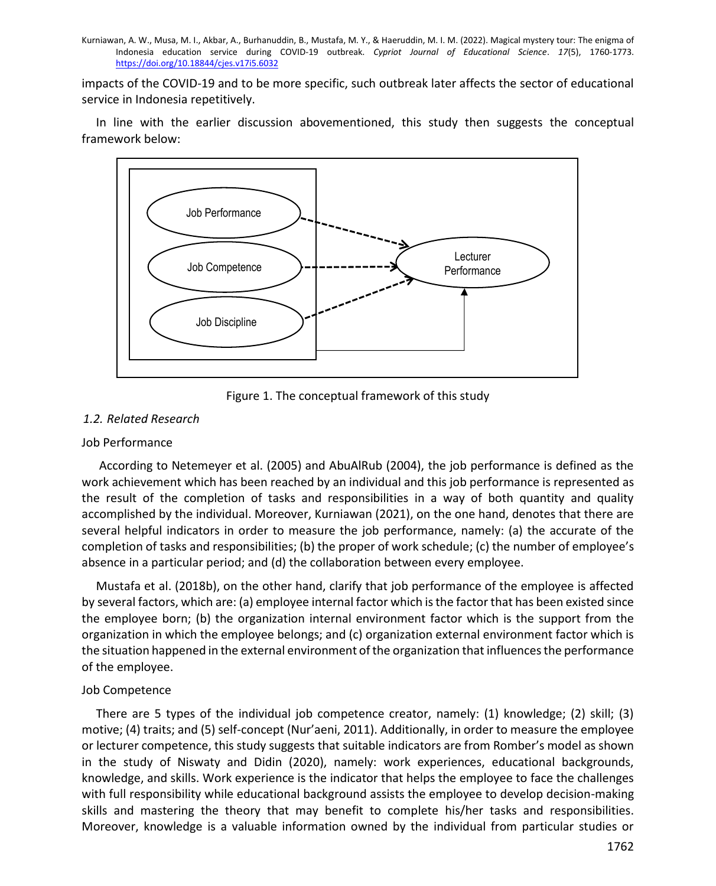impacts of the COVID-19 and to be more specific, such outbreak later affects the sector of educational service in Indonesia repetitively.

In line with the earlier discussion abovementioned, this study then suggests the conceptual framework below:

Job Performance

Job Competence

Job Discipline

Lecturer Performance

Figure 1. The conceptual framework of this study

### *1.2. Related Research*

Job Performance

According to Netemeyer et al. (2005) and AbuAlRub (2004), the job performance is defined as the work achievement which has been reached by an individual and this job performance is represented as the result of the completion of tasks and responsibilities in a way of both quantity and quality accomplished by the individual. Moreover, Kurniawan (2021), on the one hand, denotes that there are several helpful indicators in order to measure the job performance, namely: (a) the accurate of the completion of tasks and responsibilities; (b) the proper of work schedule; (c) the number of employee's absence in a particular period; and (d) the collaboration between every employee.

Mustafa et al. (2018b), on the other hand, clarify that job performance of the employee is affected by several factors, which are: (a) employee internal factor which is the factor that has been existed since the employee born; (b) the organization internal environment factor which is the support from the organization in which the employee belongs; and (c) organization external environment factor which is the situation happened in the external environment of the organization that influences the performance of the employee.

Job Competence

There are 5 types of the individual job competence creator, namely: (1) knowledge; (2) skill; (3) motive; (4) traits; and (5) self-concept (Nur'aeni, 2011). Additionally, in order to measure the employee or lecturer competence, this study suggests that suitable indicators are from Romber's model as shown in the study of Niswaty and Didin (2020), namely: work experiences, educational backgrounds, knowledge, and skills. Work experience is the indicator that helps the employee to face the challenges with full responsibility while educational background assists the employee to develop decision-making skills and mastering the theory that may benefit to complete his/her tasks and responsibilities. Moreover, knowledge is a valuable information owned by the individual from particular studies or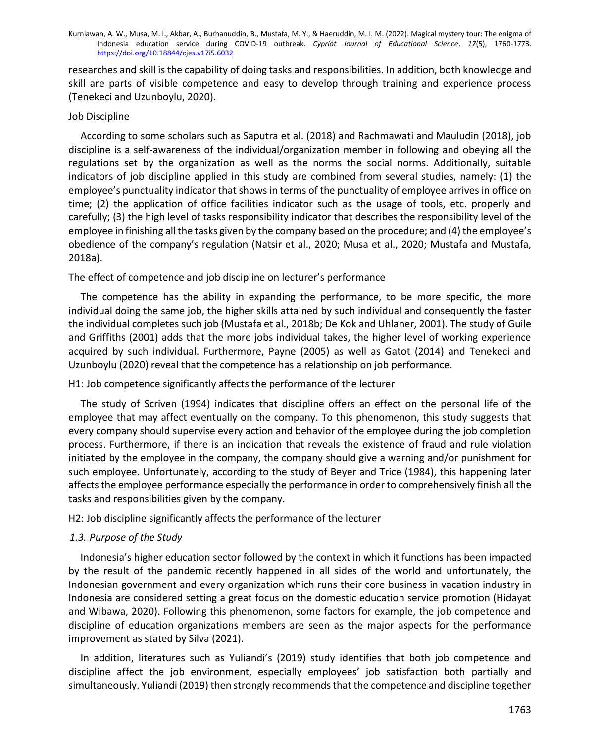researches and skill is the capability of doing tasks and responsibilities. In addition, both knowledge and skill are parts of visible competence and easy to develop through training and experience process (Tenekeci and Uzunboylu, 2020).

Job Discipline

According to some scholars such as Saputra et al. (2018) and Rachmawati and Mauludin (2018), job discipline is a self-awareness of the individual/organization member in following and obeying all the regulations set by the organization as well as the norms the social norms. Additionally, suitable indicators of job discipline applied in this study are combined from several studies, namely: (1) the employee's punctuality indicator that shows in terms of the punctuality of employee arrives in office on time; (2) the application of office facilities indicator such as the usage of tools, etc. properly and carefully; (3) the high level of tasks responsibility indicator that describes the responsibility level of the employee in finishing all the tasks given by the company based on the procedure; and (4) the employee's obedience of the company's regulation (Natsir et al., 2020; Musa et al., 2020; Mustafa and Mustafa, 2018a).

The effect of competence and job discipline on lecturer's performance

The competence has the ability in expanding the performance, to be more specific, the more individual doing the same job, the higher skills attained by such individual and consequently the faster the individual completes such job (Mustafa et al., 2018b; De Kok and Uhlaner, 2001). The study of Guile and Griffiths (2001) adds that the more jobs individual takes, the higher level of working experience acquired by such individual. Furthermore, Payne (2005) as well as Gatot (2014) and Tenekeci and Uzunboylu (2020) reveal that the competence has a relationship on job performance.

H1: Job competence significantly affects the performance of the lecturer

The study of Scriven (1994) indicates that discipline offers an effect on the personal life of the employee that may affect eventually on the company. To this phenomenon, this study suggests that every company should supervise every action and behavior of the employee during the job completion process. Furthermore, if there is an indication that reveals the existence of fraud and rule violation initiated by the employee in the company, the company should give a warning and/or punishment for such employee. Unfortunately, according to the study of Beyer and Trice (1984), this happening later affects the employee performance especially the performance in order to comprehensively finish all the tasks and responsibilities given by the company.

H2: Job discipline significantly affects the performance of the lecturer

### *1.3. Purpose of the Study*

Indonesia's higher education sector followed by the context in which it functions has been impacted by the result of the pandemic recently happened in all sides of the world and unfortunately, the Indonesian government and every organization which runs their core business in vacation industry in Indonesia are considered setting a great focus on the domestic education service promotion (Hidayat and Wibawa, 2020). Following this phenomenon, some factors for example, the job competence and discipline of education organizations members are seen as the major aspects for the performance improvement as stated by Silva (2021).

In addition, literatures such as Yuliandi's (2019) study identifies that both job competence and discipline affect the job environment, especially employees' job satisfaction both partially and simultaneously. Yuliandi (2019) then strongly recommends that the competence and discipline together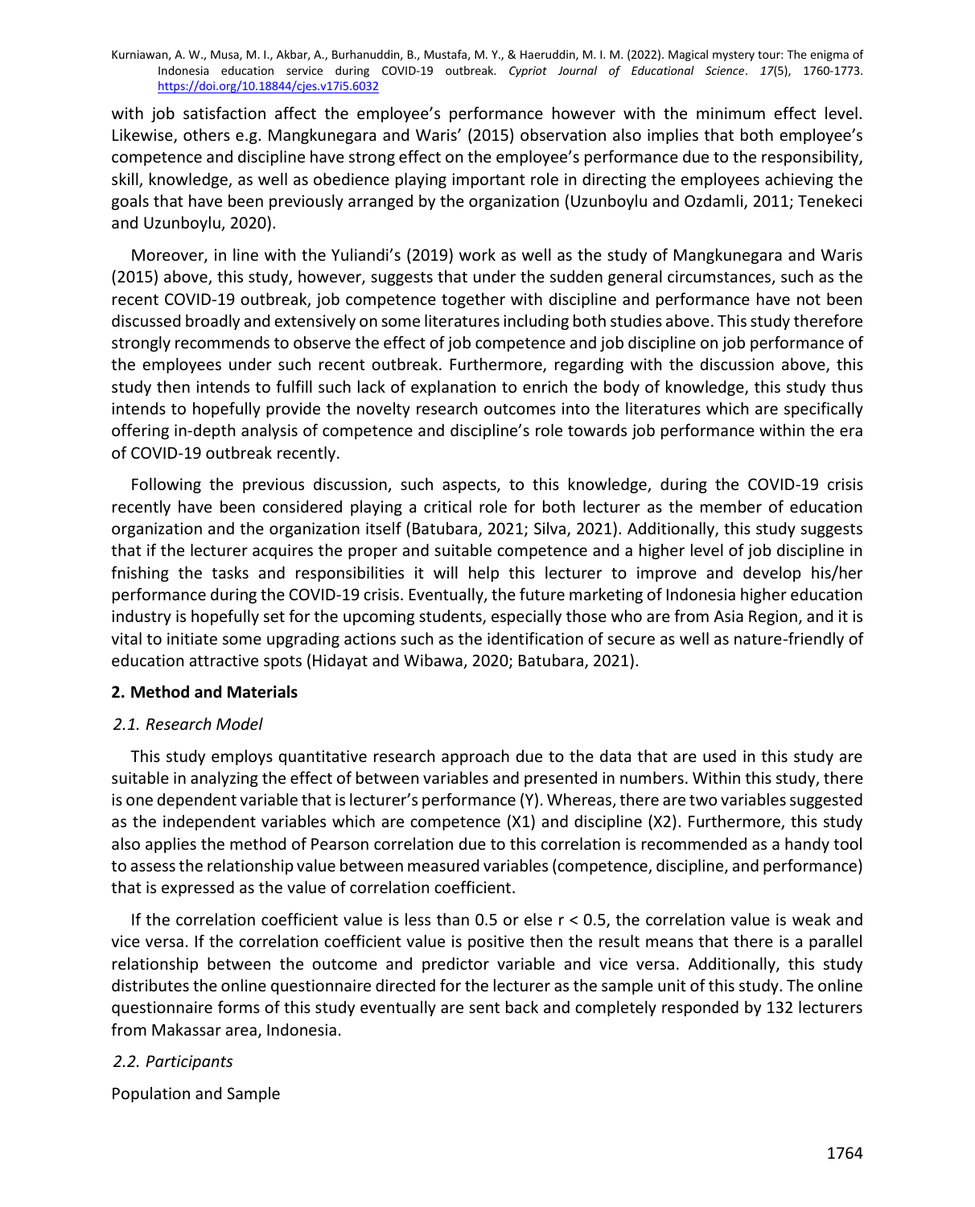with job satisfaction affect the employee's performance however with the minimum effect level. Likewise, others e.g. Mangkunegara and Waris' (2015) observation also implies that both employee's competence and discipline have strong effect on the employee's performance due to the responsibility, skill, knowledge, as well as obedience playing important role in directing the employees achieving the goals that have been previously arranged by the organization (Uzunboylu and Ozdamli, 2011; Tenekeci and Uzunboylu, 2020).

Moreover, in line with the Yuliandi's (2019) work as well as the study of Mangkunegara and Waris (2015) above, this study, however, suggests that under the sudden general circumstances, such as the recent COVID-19 outbreak, job competence together with discipline and performance have not been discussed broadly and extensively on some literatures including both studies above. This study therefore strongly recommends to observe the effect of job competence and job discipline on job performance of the employees under such recent outbreak. Furthermore, regarding with the discussion above, this study then intends to fulfill such lack of explanation to enrich the body of knowledge, this study thus intends to hopefully provide the novelty research outcomes into the literatures which are specifically offering in-depth analysis of competence and discipline's role towards job performance within the era of COVID-19 outbreak recently.

Following the previous discussion, such aspects, to this knowledge, during the COVID-19 crisis recently have been considered playing a critical role for both lecturer as the member of education organization and the organization itself (Batubara, 2021; Silva, 2021). Additionally, this study suggests that if the lecturer acquires the proper and suitable competence and a higher level of job discipline in fnishing the tasks and responsibilities it will help this lecturer to improve and develop his/her performance during the COVID-19 crisis. Eventually, the future marketing of Indonesia higher education industry is hopefully set for the upcoming students, especially those who are from Asia Region, and it is vital to initiate some upgrading actions such as the identification of secure as well as nature-friendly of education attractive spots (Hidayat and Wibawa, 2020; Batubara, 2021).

## 2. Method and Materials

### *2.1. Research Model*

This study employs quantitative research approach due to the data that are used in this study are suitable in analyzing the effect of between variables and presented in numbers. Within this study, there is one dependent variable that is lecturer's performance (Y). Whereas, there are two variables suggested as the independent variables which are competence (X1) and discipline (X2). Furthermore, this study also applies the method of Pearson correlation due to this correlation is recommended as a handy tool to assess the relationship value between measured variables (competence, discipline, and performance) that is expressed as the value of correlation coefficient.

If the correlation coefficient value is less than 0.5 or else $r < 0.5$, the correlation value is weak and vice versa. If the correlation coefficient value is positive then the result means that there is a parallel relationship between the outcome and predictor variable and vice versa. Additionally, this study distributes the online questionnaire directed for the lecturer as the sample unit of this study. The online questionnaire forms of this study eventually are sent back and completely responded by 132 lecturers from Makassar area, Indonesia.

### *2.2. Participants*

Population and Sample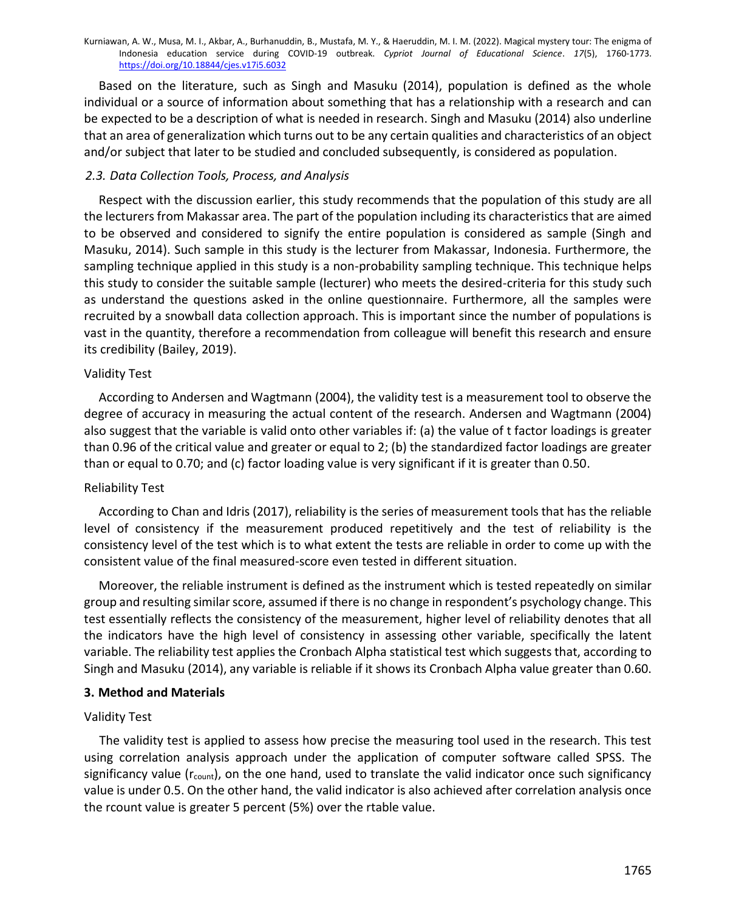Based on the literature, such as Singh and Masuku (2014), population is defined as the whole individual or a source of information about something that has a relationship with a research and can be expected to be a description of what is needed in research. Singh and Masuku (2014) also underline that an area of generalization which turns out to be any certain qualities and characteristics of an object and/or subject that later to be studied and concluded subsequently, is considered as population.

### *2.3. Data Collection Tools, Process, and Analysis*

Respect with the discussion earlier, this study recommends that the population of this study are all the lecturers from Makassar area. The part of the population including its characteristics that are aimed to be observed and considered to signify the entire population is considered as sample (Singh and Masuku, 2014). Such sample in this study is the lecturer from Makassar, Indonesia. Furthermore, the sampling technique applied in this study is a non-probability sampling technique. This technique helps this study to consider the suitable sample (lecturer) who meets the desired-criteria for this study such as understand the questions asked in the online questionnaire. Furthermore, all the samples were recruited by a snowball data collection approach. This is important since the number of populations is vast in the quantity, therefore a recommendation from colleague will benefit this research and ensure its credibility (Bailey, 2019).

Validity Test

According to Andersen and Wagtmann (2004), the validity test is a measurement tool to observe the degree of accuracy in measuring the actual content of the research. Andersen and Wagtmann (2004) also suggest that the variable is valid onto other variables if: (a) the value of t factor loadings is greater than 0.96 of the critical value and greater or equal to 2; (b) the standardized factor loadings are greater than or equal to 0.70; and (c) factor loading value is very significant if it is greater than 0.50.

Reliability Test

According to Chan and Idris (2017), reliability is the series of measurement tools that has the reliable level of consistency if the measurement produced repetitively and the test of reliability is the consistency level of the test which is to what extent the tests are reliable in order to come up with the consistent value of the final measured-score even tested in different situation.

Moreover, the reliable instrument is defined as the instrument which is tested repeatedly on similar group and resulting similar score, assumed if there is no change in respondent's psychology change. This test essentially reflects the consistency of the measurement, higher level of reliability denotes that all the indicators have the high level of consistency in assessing other variable, specifically the latent variable. The reliability test applies the Cronbach Alpha statistical test which suggests that, according to Singh and Masuku (2014), any variable is reliable if it shows its Cronbach Alpha value greater than 0.60.

## **3. Method and Materials**

Validity Test

The validity test is applied to assess how precise the measuring tool used in the research. This test using correlation analysis approach under the application of computer software called SPSS. The significancy value ($r_{count}$), on the one hand, used to translate the valid indicator once such significancy value is under 0.5. On the other hand, the valid indicator is also achieved after correlation analysis once the rcount value is greater 5 percent (5%) over the rtable value.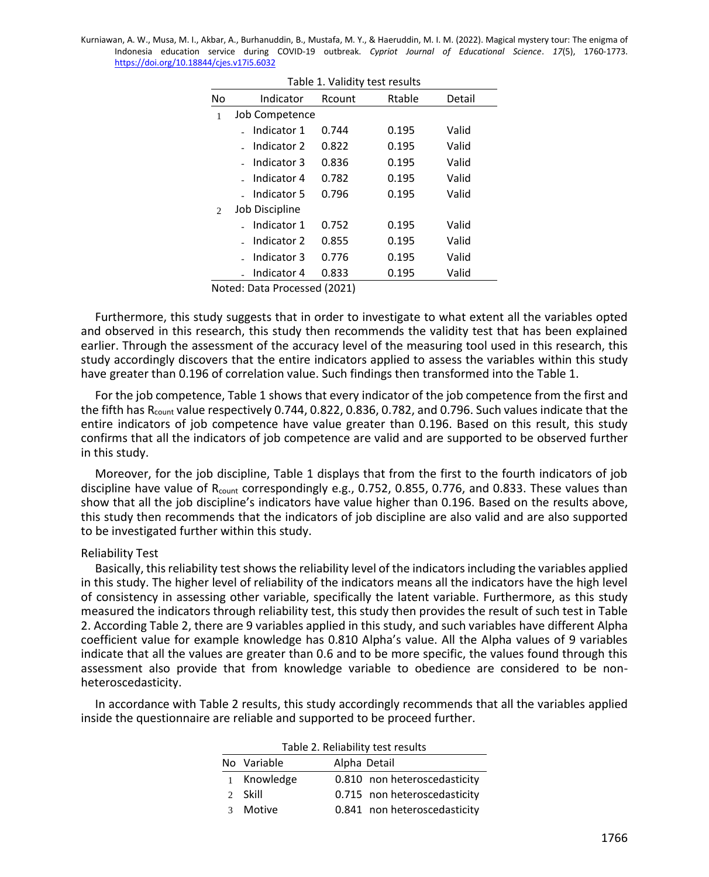Table 1. Validity test results

| No | Indicator | Rcount | Rtable | Detail |
|---|---|---|---|---|
| 1 | Job Competence | | | |
| | - Indicator 1 | 0.744 | 0.195 | Valid |
| | - Indicator 2 | 0.822 | 0.195 | Valid |
| | - Indicator 3 | 0.836 | 0.195 | Valid |
| | - Indicator 4 | 0.782 | 0.195 | Valid |
| | - Indicator 5 | 0.796 | 0.195 | Valid |
| 2 | Job Discipline | | | |
| | - Indicator 1 | 0.752 | 0.195 | Valid |
| | - Indicator 2 | 0.855 | 0.195 | Valid |
| | - Indicator 3 | 0.776 | 0.195 | Valid |
| | - Indicator 4 | 0.833 | 0.195 | Valid |

Noted: Data Processed (2021)

Furthermore, this study suggests that in order to investigate to what extent all the variables opted and observed in this research, this study then recommends the validity test that has been explained earlier. Through the assessment of the accuracy level of the measuring tool used in this research, this study accordingly discovers that the entire indicators applied to assess the variables within this study have greater than 0.196 of correlation value. Such findings then transformed into the Table 1.

For the job competence, Table 1 shows that every indicator of the job competence from the first and the fifth has $R_{count}$ value respectively 0.744, 0.822, 0.836, 0.782, and 0.796. Such values indicate that the entire indicators of job competence have value greater than 0.196. Based on this result, this study confirms that all the indicators of job competence are valid and are supported to be observed further in this study.

Moreover, for the job discipline, Table 1 displays that from the first to the fourth indicators of job discipline have value of $R_{count}$ correspondingly e.g., 0.752, 0.855, 0.776, and 0.833. These values than show that all the job discipline's indicators have value higher than 0.196. Based on the results above, this study then recommends that the indicators of job discipline are also valid and are also supported to be investigated further within this study.

Reliability Test

Basically, this reliability test shows the reliability level of the indicators including the variables applied in this study. The higher level of reliability of the indicators means all the indicators have the high level of consistency in assessing other variable, specifically the latent variable. Furthermore, as this study measured the indicators through reliability test, this study then provides the result of such test in Table 2. According Table 2, there are 9 variables applied in this study, and such variables have different Alpha coefficient value for example knowledge has 0.810 Alpha's value. All the Alpha values of 9 variables indicate that all the values are greater than 0.6 and to be more specific, the values found through this assessment also provide that from knowledge variable to obedience are considered to be non-heteroscedasticity.

In accordance with Table 2 results, this study accordingly recommends that all the variables applied inside the questionnaire are reliable and supported to be proceed further.

Table 2. Reliability test results

| No | Variable | Alpha | Detail |
|---|---|---|---|
| 1 | Knowledge | 0.810 | non heteroscedasticity |
| 2 | Skill | 0.715 | non heteroscedasticity |
| 3 | Motive | 0.841 | non heteroscedasticity |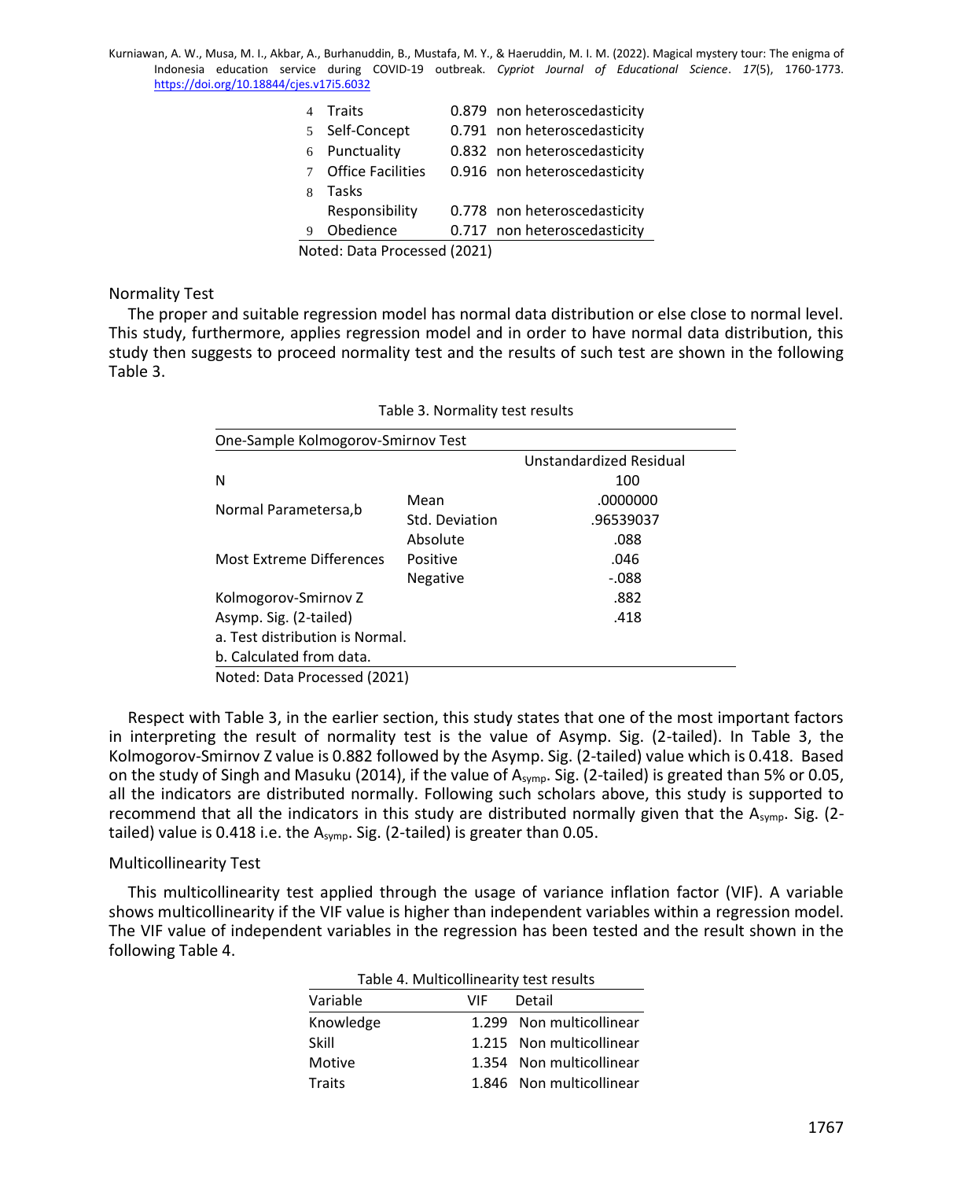| | | | |
|---|---|---|---|
| 4 | Traits | 0.879 | non heteroscedasticity |
| 5 | Self-Concept | 0.791 | non heteroscedasticity |
| 6 | Punctuality | 0.832 | non heteroscedasticity |
| 7 | Office Facilities | 0.916 | non heteroscedasticity |
| 8 | Tasks Responsibility | 0.778 | non heteroscedasticity |
| 9 | Obedience | 0.717 | non heteroscedasticity |

Noted: Data Processed (2021)

### Normality Test

The proper and suitable regression model has normal data distribution or else close to normal level. This study, furthermore, applies regression model and in order to have normal data distribution, this study then suggests to proceed normality test and the results of such test are shown in the following Table 3.

Table 3. Normality test results

| One-Sample Kolmogorov-Smirnov Test | | |
|---|---|---|
| | | Unstandardized Residual |
| N | | 100 |
| Normal Parametersa,b | Mean | .0000000 |
| | Std. Deviation | .96539037 |
| Most Extreme Differences | Absolute | .088 |
| | Positive | .046 |
| | Negative | -.088 |
| Kolmogorov-Smirnov Z | | .882 |
| Asymp. Sig. (2-tailed) | | .418 |
| a. Test distribution is Normal. | | |
| b. Calculated from data. | | |

Noted: Data Processed (2021)

Respect with Table 3, in the earlier section, this study states that one of the most important factors in interpreting the result of normality test is the value of Asymp. Sig. (2-tailed). In Table 3, the Kolmogorov-Smirnov Z value is 0.882 followed by the Asymp. Sig. (2-tailed) value which is 0.418. Based on the study of Singh and Masuku (2014), if the value of $A_{symp}$. Sig. (2-tailed) is greated than 5% or 0.05, all the indicators are distributed normally. Following such scholars above, this study is supported to recommend that all the indicators in this study are distributed normally given that the $A_{symp}$. Sig. (2-tailed) value is 0.418 i.e. the $A_{symp}$. Sig. (2-tailed) is greater than 0.05.

### Multicollinearity Test

This multicollinearity test applied through the usage of variance inflation factor (VIF). A variable shows multicollinearity if the VIF value is higher than independent variables within a regression model. The VIF value of independent variables in the regression has been tested and the result shown in the following Table 4.

Table 4. Multicollinearity test results

| Variable | VIF | Detail |
|---|---|---|
| Knowledge | 1.299 | Non multicollinear |
| Skill | 1.215 | Non multicollinear |
| Motive | 1.354 | Non multicollinear |
| Traits | 1.846 | Non multicollinear |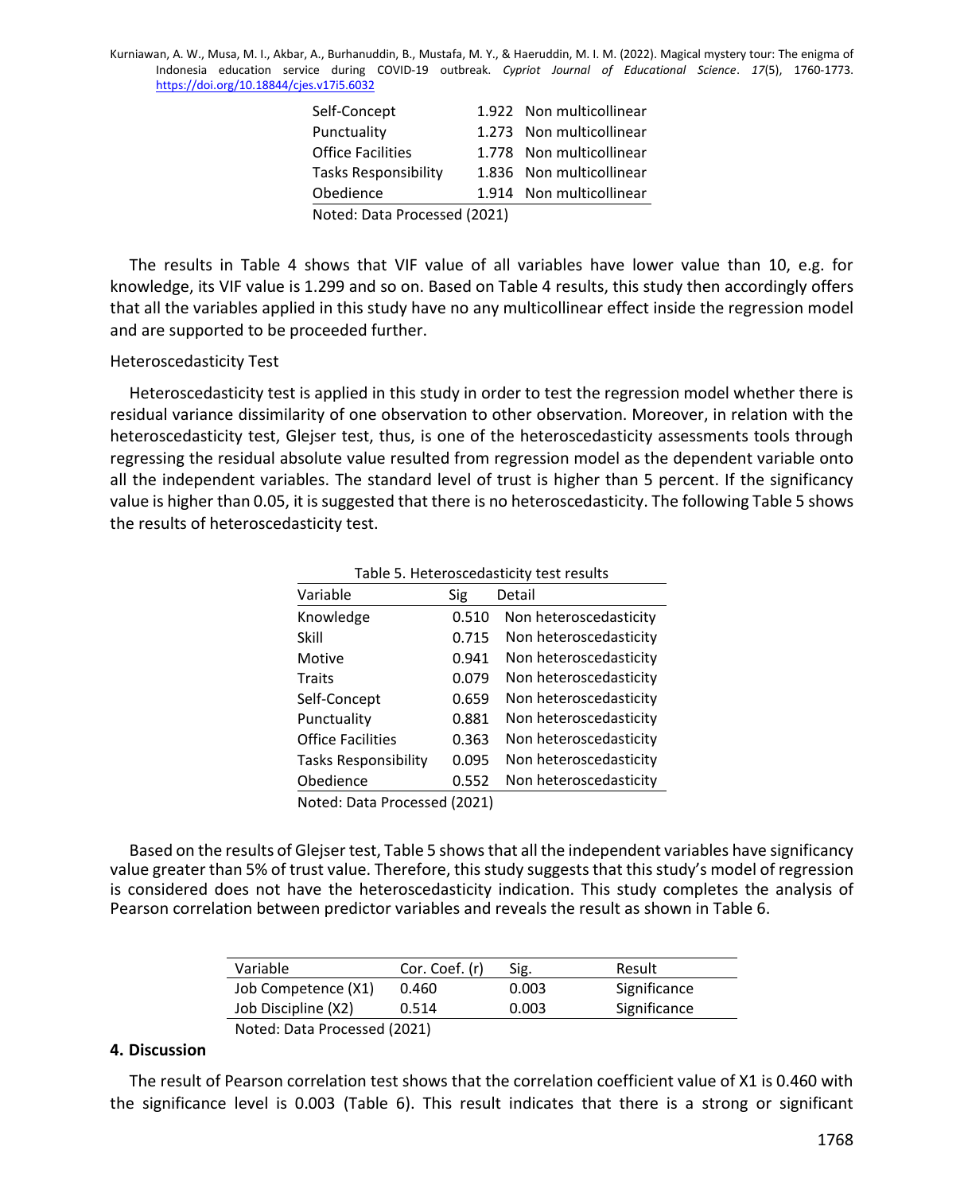| Self-Concept | 1.922 | Non multicollinear |
|---|---|---|
| Punctuality | 1.273 | Non multicollinear |
| Office Facilities | 1.778 | Non multicollinear |
| Tasks Responsibility | 1.836 | Non multicollinear |
| Obedience | 1.914 | Non multicollinear |

Noted: Data Processed (2021)

The results in Table 4 shows that VIF value of all variables have lower value than 10, e.g. for knowledge, its VIF value is 1.299 and so on. Based on Table 4 results, this study then accordingly offers that all the variables applied in this study have no any multicollinear effect inside the regression model and are supported to be proceeded further.

Heteroscedasticity Test

Heteroscedasticity test is applied in this study in order to test the regression model whether there is residual variance dissimilarity of one observation to other observation. Moreover, in relation with the heteroscedasticity test, Glejser test, thus, is one of the heteroscedasticity assessments tools through regressing the residual absolute value resulted from regression model as the dependent variable onto all the independent variables. The standard level of trust is higher than 5 percent. If the significancy value is higher than 0.05, it is suggested that there is no heteroscedasticity. The following Table 5 shows the results of heteroscedasticity test.

Table 5. Heteroscedasticity test results

| Variable | Sig | Detail |
|---|---|---|
| Knowledge | 0.510 | Non heteroscedasticity |
| Skill | 0.715 | Non heteroscedasticity |
| Motive | 0.941 | Non heteroscedasticity |
| Traits | 0.079 | Non heteroscedasticity |
| Self-Concept | 0.659 | Non heteroscedasticity |
| Punctuality | 0.881 | Non heteroscedasticity |
| Office Facilities | 0.363 | Non heteroscedasticity |
| Tasks Responsibility | 0.095 | Non heteroscedasticity |
| Obedience | 0.552 | Non heteroscedasticity |

Noted: Data Processed (2021)

Based on the results of Glejser test, Table 5 shows that all the independent variables have significancy value greater than 5% of trust value. Therefore, this study suggests that this study's model of regression is considered does not have the heteroscedasticity indication. This study completes the analysis of Pearson correlation between predictor variables and reveals the result as shown in Table 6.

| Variable | Cor. Coef. (r) | Sig. | Result |
|---|---|---|---|
| Job Competence (X1) | 0.460 | 0.003 | Significance |
| Job Discipline (X2) | 0.514 | 0.003 | Significance |

Noted: Data Processed (2021)

## 4. Discussion

The result of Pearson correlation test shows that the correlation coefficient value of X1 is 0.460 with the significance level is 0.003 (Table 6). This result indicates that there is a strong or significant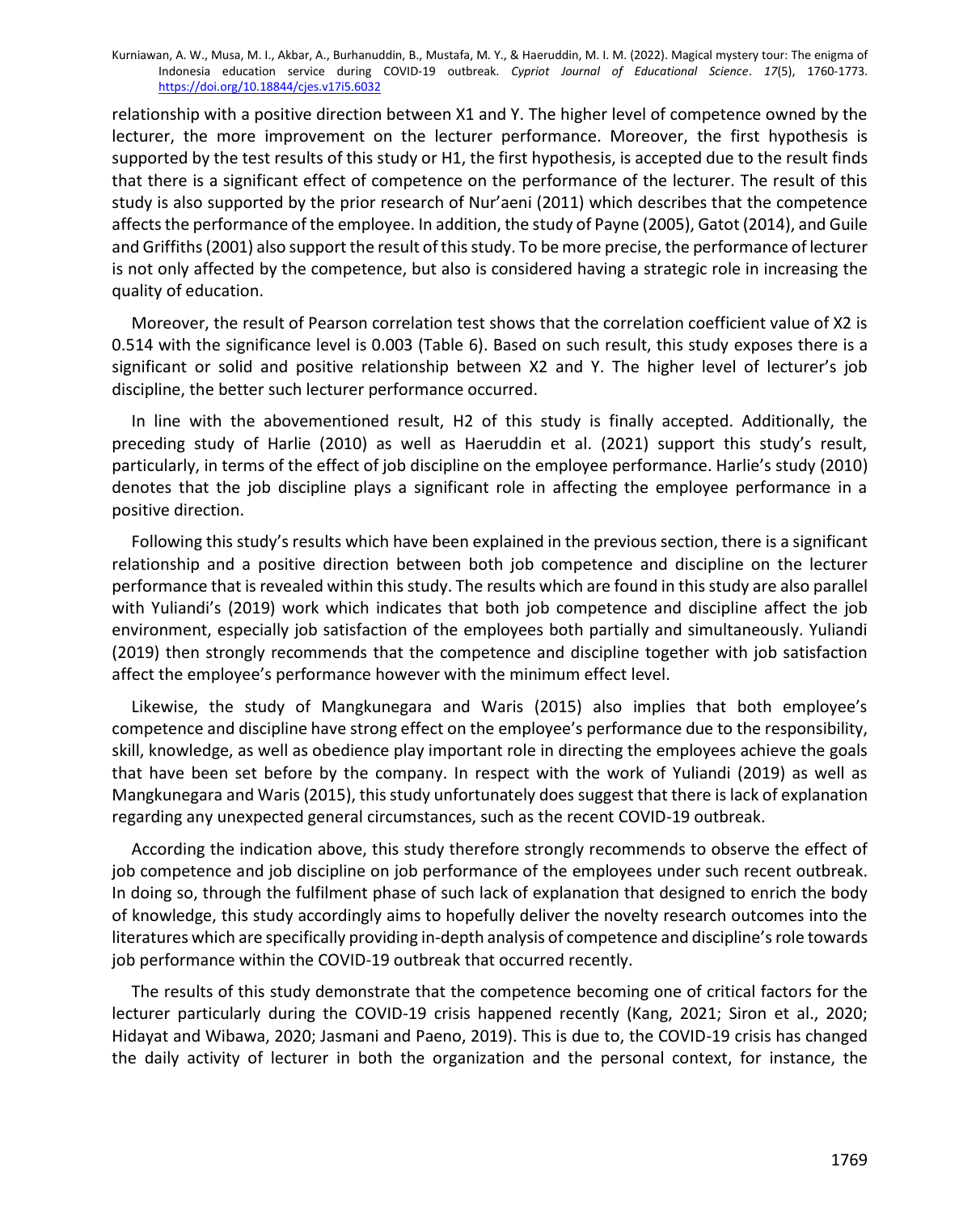relationship with a positive direction between X1 and Y. The higher level of competence owned by the lecturer, the more improvement on the lecturer performance. Moreover, the first hypothesis is supported by the test results of this study or H1, the first hypothesis, is accepted due to the result finds that there is a significant effect of competence on the performance of the lecturer. The result of this study is also supported by the prior research of Nur'aeni (2011) which describes that the competence affects the performance of the employee. In addition, the study of Payne (2005), Gatot (2014), and Guile and Griffiths (2001) also support the result of this study. To be more precise, the performance of lecturer is not only affected by the competence, but also is considered having a strategic role in increasing the quality of education.

Moreover, the result of Pearson correlation test shows that the correlation coefficient value of X2 is 0.514 with the significance level is 0.003 (Table 6). Based on such result, this study exposes there is a significant or solid and positive relationship between X2 and Y. The higher level of lecturer's job discipline, the better such lecturer performance occurred.

In line with the abovementioned result, H2 of this study is finally accepted. Additionally, the preceding study of Harlie (2010) as well as Haeruddin et al. (2021) support this study's result, particularly, in terms of the effect of job discipline on the employee performance. Harlie's study (2010) denotes that the job discipline plays a significant role in affecting the employee performance in a positive direction.

Following this study's results which have been explained in the previous section, there is a significant relationship and a positive direction between both job competence and discipline on the lecturer performance that is revealed within this study. The results which are found in this study are also parallel with Yuliandi's (2019) work which indicates that both job competence and discipline affect the job environment, especially job satisfaction of the employees both partially and simultaneously. Yuliandi (2019) then strongly recommends that the competence and discipline together with job satisfaction affect the employee's performance however with the minimum effect level.

Likewise, the study of Mangkunegara and Waris (2015) also implies that both employee's competence and discipline have strong effect on the employee's performance due to the responsibility, skill, knowledge, as well as obedience play important role in directing the employees achieve the goals that have been set before by the company. In respect with the work of Yuliandi (2019) as well as Mangkunegara and Waris (2015), this study unfortunately does suggest that there is lack of explanation regarding any unexpected general circumstances, such as the recent COVID-19 outbreak.

According the indication above, this study therefore strongly recommends to observe the effect of job competence and job discipline on job performance of the employees under such recent outbreak. In doing so, through the fulfilment phase of such lack of explanation that designed to enrich the body of knowledge, this study accordingly aims to hopefully deliver the novelty research outcomes into the literatures which are specifically providing in-depth analysis of competence and discipline's role towards job performance within the COVID-19 outbreak that occurred recently.

The results of this study demonstrate that the competence becoming one of critical factors for the lecturer particularly during the COVID-19 crisis happened recently (Kang, 2021; Siron et al., 2020; Hidayat and Wibawa, 2020; Jasmani and Paeno, 2019). This is due to, the COVID-19 crisis has changed the daily activity of lecturer in both the organization and the personal context, for instance, the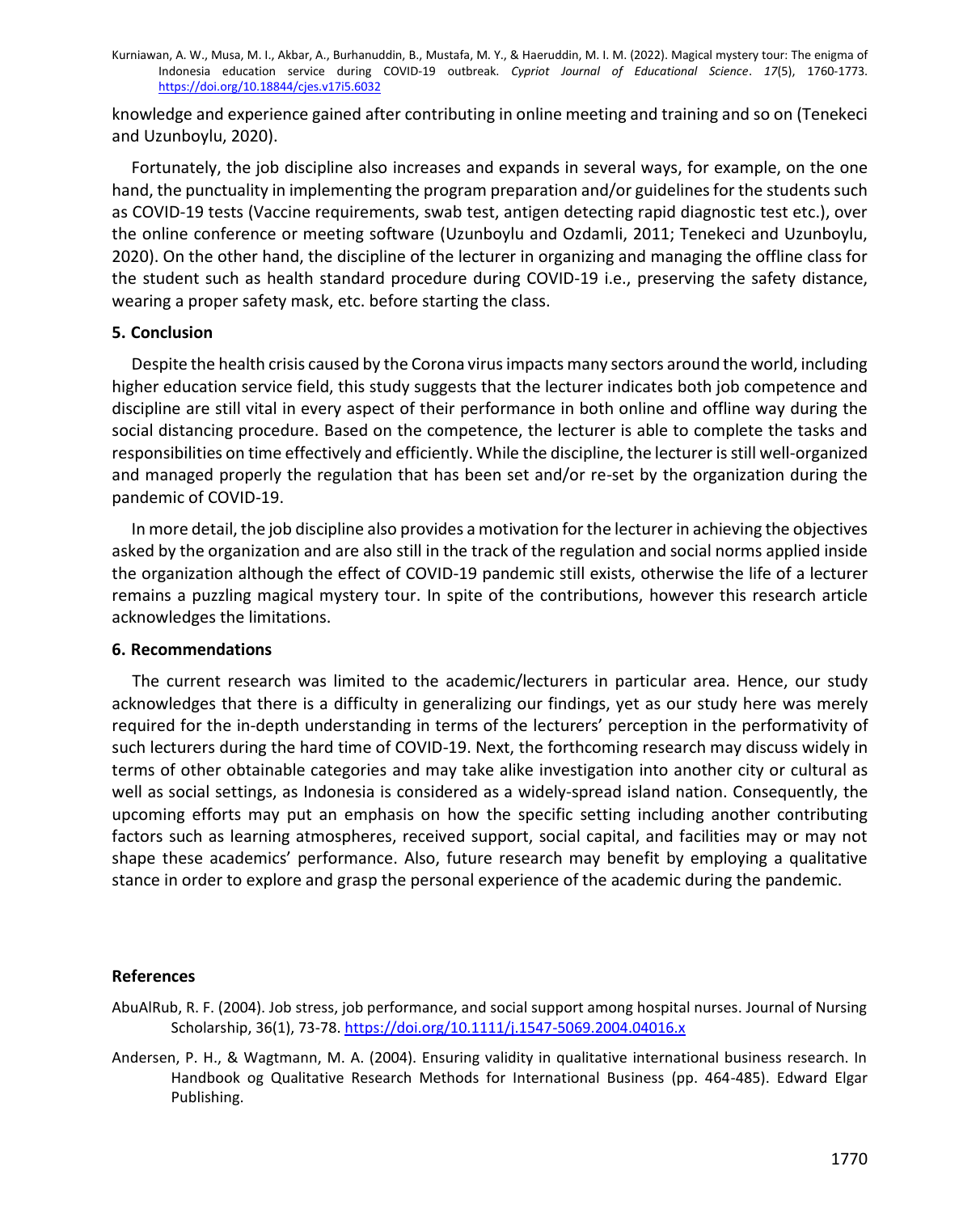knowledge and experience gained after contributing in online meeting and training and so on (Tenekeci and Uzunboylu, 2020).

Fortunately, the job discipline also increases and expands in several ways, for example, on the one hand, the punctuality in implementing the program preparation and/or guidelines for the students such as COVID-19 tests (Vaccine requirements, swab test, antigen detecting rapid diagnostic test etc.), over the online conference or meeting software (Uzunboylu and Ozdamli, 2011; Tenekeci and Uzunboylu, 2020). On the other hand, the discipline of the lecturer in organizing and managing the offline class for the student such as health standard procedure during COVID-19 i.e., preserving the safety distance, wearing a proper safety mask, etc. before starting the class.

## 5. Conclusion

Despite the health crisis caused by the Corona virus impacts many sectors around the world, including higher education service field, this study suggests that the lecturer indicates both job competence and discipline are still vital in every aspect of their performance in both online and offline way during the social distancing procedure. Based on the competence, the lecturer is able to complete the tasks and responsibilities on time effectively and efficiently. While the discipline, the lecturer is still well-organized and managed properly the regulation that has been set and/or re-set by the organization during the pandemic of COVID-19.

In more detail, the job discipline also provides a motivation for the lecturer in achieving the objectives asked by the organization and are also still in the track of the regulation and social norms applied inside the organization although the effect of COVID-19 pandemic still exists, otherwise the life of a lecturer remains a puzzling magical mystery tour. In spite of the contributions, however this research article acknowledges the limitations.

## 6. Recommendations

The current research was limited to the academic/lecturers in particular area. Hence, our study acknowledges that there is a difficulty in generalizing our findings, yet as our study here was merely required for the in-depth understanding in terms of the lecturers' perception in the performativity of such lecturers during the hard time of COVID-19. Next, the forthcoming research may discuss widely in terms of other obtainable categories and may take alike investigation into another city or cultural as well as social settings, as Indonesia is considered as a widely-spread island nation. Consequently, the upcoming efforts may put an emphasis on how the specific setting including another contributing factors such as learning atmospheres, received support, social capital, and facilities may or may not shape these academics' performance. Also, future research may benefit by employing a qualitative stance in order to explore and grasp the personal experience of the academic during the pandemic.

## References

AbuAlRub, R. F. (2004). Job stress, job performance, and social support among hospital nurses. Journal of Nursing Scholarship, 36(1), 73-78. https://doi.org/10.1111/j.1547-5069.2004.04016.x

Andersen, P. H., & Wagtmann, M. A. (2004). Ensuring validity in qualitative international business research. In Handbook og Qualitative Research Methods for International Business (pp. 464-485). Edward Elgar Publishing.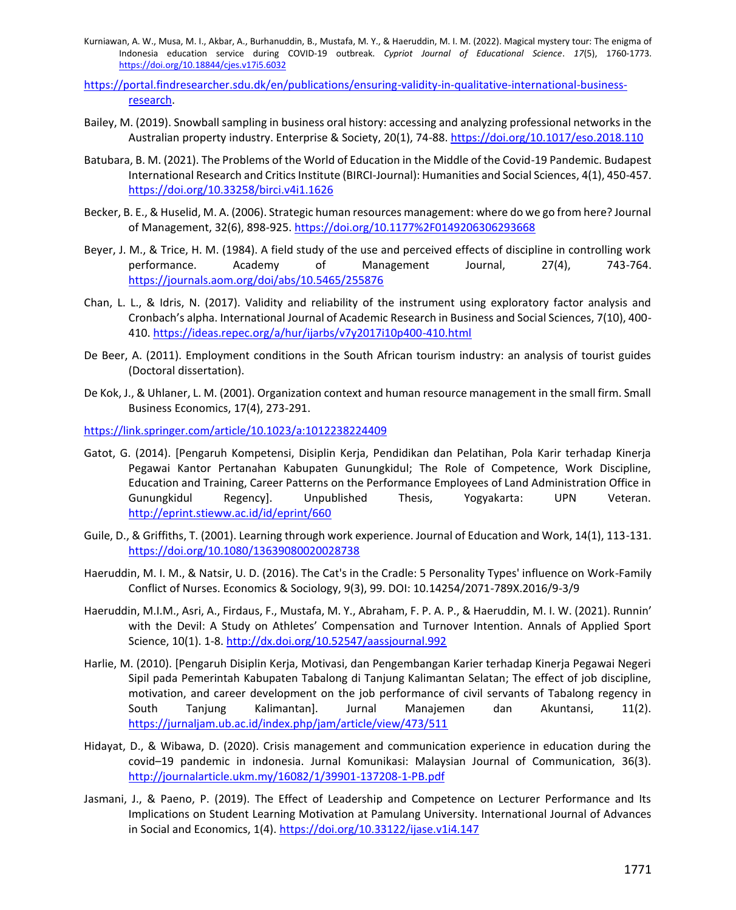https://portal.findresearcher.sdu.dk/en/publications/ensuring-validity-in-qualitative-international-business-research.

Bailey, M. (2019). Snowball sampling in business oral history: accessing and analyzing professional networks in the Australian property industry. Enterprise & Society, 20(1), 74-88. https://doi.org/10.1017/eso.2018.110

Batubara, B. M. (2021). The Problems of the World of Education in the Middle of the Covid-19 Pandemic. Budapest International Research and Critics Institute (BIRCI-Journal): Humanities and Social Sciences, 4(1), 450-457. https://doi.org/10.33258/birci.v4i1.1626

Becker, B. E., & Huselid, M. A. (2006). Strategic human resources management: where do we go from here? Journal of Management, 32(6), 898-925. https://doi.org/10.1177%2F0149206306293668

Beyer, J. M., & Trice, H. M. (1984). A field study of the use and perceived effects of discipline in controlling work performance. Academy of Management Journal, 27(4), 743-764. https://journals.aom.org/doi/abs/10.5465/255876

Chan, L. L., & Idris, N. (2017). Validity and reliability of the instrument using exploratory factor analysis and Cronbach's alpha. International Journal of Academic Research in Business and Social Sciences, 7(10), 400-410. https://ideas.repec.org/a/hur/ijarbs/v7y2017i10p400-410.html

De Beer, A. (2011). Employment conditions in the South African tourism industry: an analysis of tourist guides (Doctoral dissertation).

De Kok, J., & Uhlaner, L. M. (2001). Organization context and human resource management in the small firm. Small Business Economics, 17(4), 273-291.

https://link.springer.com/article/10.1023/a:1012238224409

Gatot, G. (2014). [Pengaruh Kompetensi, Disiplin Kerja, Pendidikan dan Pelatihan, Pola Karir terhadap Kinerja Pegawai Kantor Pertanahan Kabupaten Gunungkidul; The Role of Competence, Work Discipline, Education and Training, Career Patterns on the Performance Employees of Land Administration Office in Gunungkidul Regency]. Unpublished Thesis, Yogyakarta: UPN Veteran. http://eprint.stieww.ac.id/id/eprint/660

Guile, D., & Griffiths, T. (2001). Learning through work experience. Journal of Education and Work, 14(1), 113-131. https://doi.org/10.1080/13639080020028738

Haeruddin, M. I. M., & Natsir, U. D. (2016). The Cat's in the Cradle: 5 Personality Types' influence on Work-Family Conflict of Nurses. Economics & Sociology, 9(3), 99. DOI: 10.14254/2071-789X.2016/9-3/9

Haeruddin, M.I.M., Asri, A., Firdaus, F., Mustafa, M. Y., Abraham, F. P. A. P., & Haeruddin, M. I. W. (2021). Runnin' with the Devil: A Study on Athletes' Compensation and Turnover Intention. Annals of Applied Sport Science, 10(1). 1-8. http://dx.doi.org/10.52547/aassjournal.992

Harlie, M. (2010). [Pengaruh Disiplin Kerja, Motivasi, dan Pengembangan Karier terhadap Kinerja Pegawai Negeri Sipil pada Pemerintah Kabupaten Tabalong di Tanjung Kalimantan Selatan; The effect of job discipline, motivation, and career development on the job performance of civil servants of Tabalong regency in South Tanjung Kalimantan]. Jurnal Manajemen dan Akuntansi, 11(2). https://jurnaljam.ub.ac.id/index.php/jam/article/view/473/511

Hidayat, D., & Wibawa, D. (2020). Crisis management and communication experience in education during the covid–19 pandemic in indonesia. Jurnal Komunikasi: Malaysian Journal of Communication, 36(3). http://journalarticle.ukm.my/16082/1/39901-137208-1-PB.pdf

Jasmani, J., & Paeno, P. (2019). The Effect of Leadership and Competence on Lecturer Performance and Its Implications on Student Learning Motivation at Pamulang University. International Journal of Advances in Social and Economics, 1(4). https://doi.org/10.33122/ijase.v1i4.147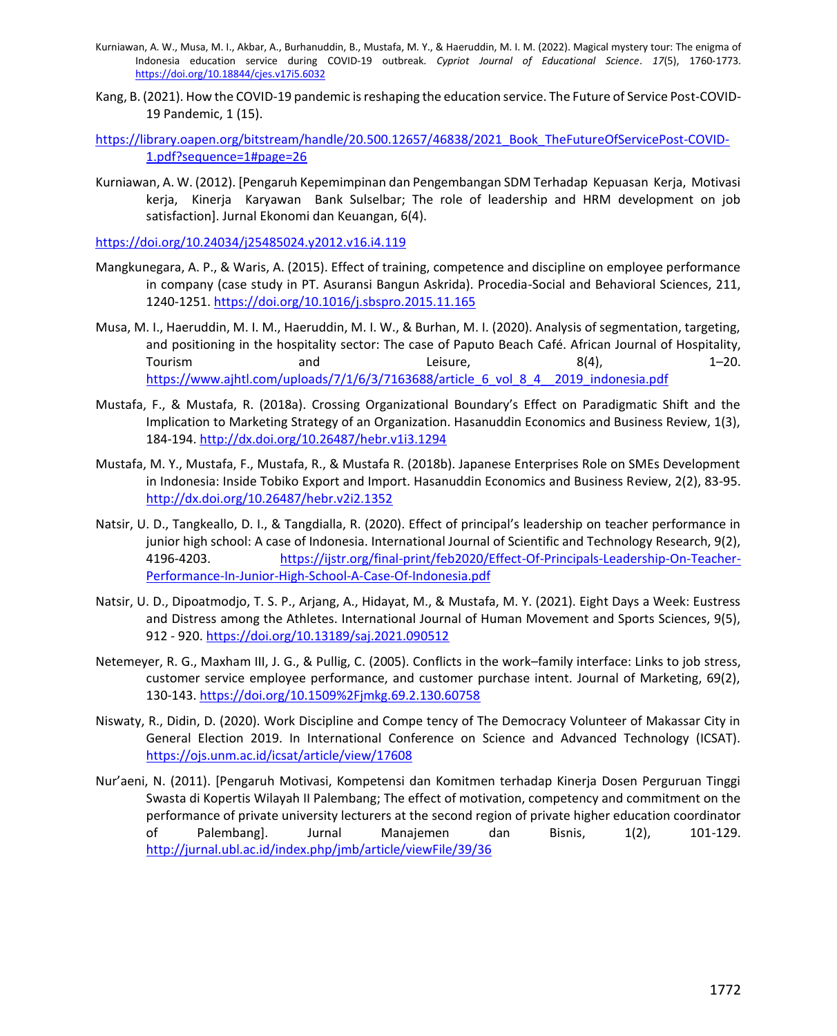Kurniawan, A. W., Musa, M. I., Akbar, A., Burhanuddin, B., Mustafa, M. Y., & Haeruddin, M. I. M. (2022). Magical mystery tour: The enigma of Indonesia education service during COVID-19 outbreak. *Cypriot Journal of Educational Science*. *17*(5), 1760-1773. https://doi.org/10.18844/cjes.v17i5.6032

Kang, B. (2021). How the COVID-19 pandemic is reshaping the education service. The Future of Service Post-COVID-19 Pandemic, 1 (15).

https://library.oapen.org/bitstream/handle/20.500.12657/46838/2021_Book_TheFutureOfServicePost-COVID-1.pdf?sequence=1#page=26

Kurniawan, A. W. (2012). [Pengaruh Kepemimpinan dan Pengembangan SDM Terhadap Kepuasan Kerja, Motivasi kerja, Kinerja Karyawan Bank Sulselbar; The role of leadership and HRM development on job satisfaction]. Jurnal Ekonomi dan Keuangan, 6(4).

https://doi.org/10.24034/j25485024.y2012.v16.i4.119

Mangkunegara, A. P., & Waris, A. (2015). Effect of training, competence and discipline on employee performance in company (case study in PT. Asuransi Bangun Askrida). Procedia-Social and Behavioral Sciences, 211, 1240-1251. https://doi.org/10.1016/j.sbspro.2015.11.165

Musa, M. I., Haeruddin, M. I. M., Haeruddin, M. I. W., & Burhan, M. I. (2020). Analysis of segmentation, targeting, and positioning in the hospitality sector: The case of Paputo Beach Café. African Journal of Hospitality, Tourism and Leisure, 8(4), 1–20. https://www.ajhtl.com/uploads/7/1/6/3/7163688/article_6_vol_8_4__2019_indonesia.pdf

Mustafa, F., & Mustafa, R. (2018a). Crossing Organizational Boundary's Effect on Paradigmatic Shift and the Implication to Marketing Strategy of an Organization. Hasanuddin Economics and Business Review, 1(3), 184-194. http://dx.doi.org/10.26487/hebr.v1i3.1294

Mustafa, M. Y., Mustafa, F., Mustafa, R., & Mustafa R. (2018b). Japanese Enterprises Role on SMEs Development in Indonesia: Inside Tobiko Export and Import. Hasanuddin Economics and Business Review, 2(2), 83-95. http://dx.doi.org/10.26487/hebr.v2i2.1352

Natsir, U. D., Tangkeallo, D. I., & Tangdialla, R. (2020). Effect of principal's leadership on teacher performance in junior high school: A case of Indonesia. International Journal of Scientific and Technology Research, 9(2), 4196-4203. https://ijstr.org/final-print/feb2020/Effect-Of-Principals-Leadership-On-Teacher-Performance-In-Junior-High-School-A-Case-Of-Indonesia.pdf

Natsir, U. D., Dipoatmodjo, T. S. P., Arjang, A., Hidayat, M., & Mustafa, M. Y. (2021). Eight Days a Week: Eustress and Distress among the Athletes. International Journal of Human Movement and Sports Sciences, 9(5), 912 - 920. https://doi.org/10.13189/saj.2021.090512

Netemeyer, R. G., Maxham III, J. G., & Pullig, C. (2005). Conflicts in the work–family interface: Links to job stress, customer service employee performance, and customer purchase intent. Journal of Marketing, 69(2), 130-143. https://doi.org/10.1509%2Fjmkg.69.2.130.60758

Niswaty, R., Didin, D. (2020). Work Discipline and Compe tency of The Democracy Volunteer of Makassar City in General Election 2019. In International Conference on Science and Advanced Technology (ICSAT). https://ojs.unm.ac.id/icsat/article/view/17608

Nur'aeni, N. (2011). [Pengaruh Motivasi, Kompetensi dan Komitmen terhadap Kinerja Dosen Perguruan Tinggi Swasta di Kopertis Wilayah II Palembang; The effect of motivation, competency and commitment on the performance of private university lecturers at the second region of private higher education coordinator of Palembang]. Jurnal Manajemen dan Bisnis, 1(2), 101-129. http://jurnal.ubl.ac.id/index.php/jmb/article/viewFile/39/36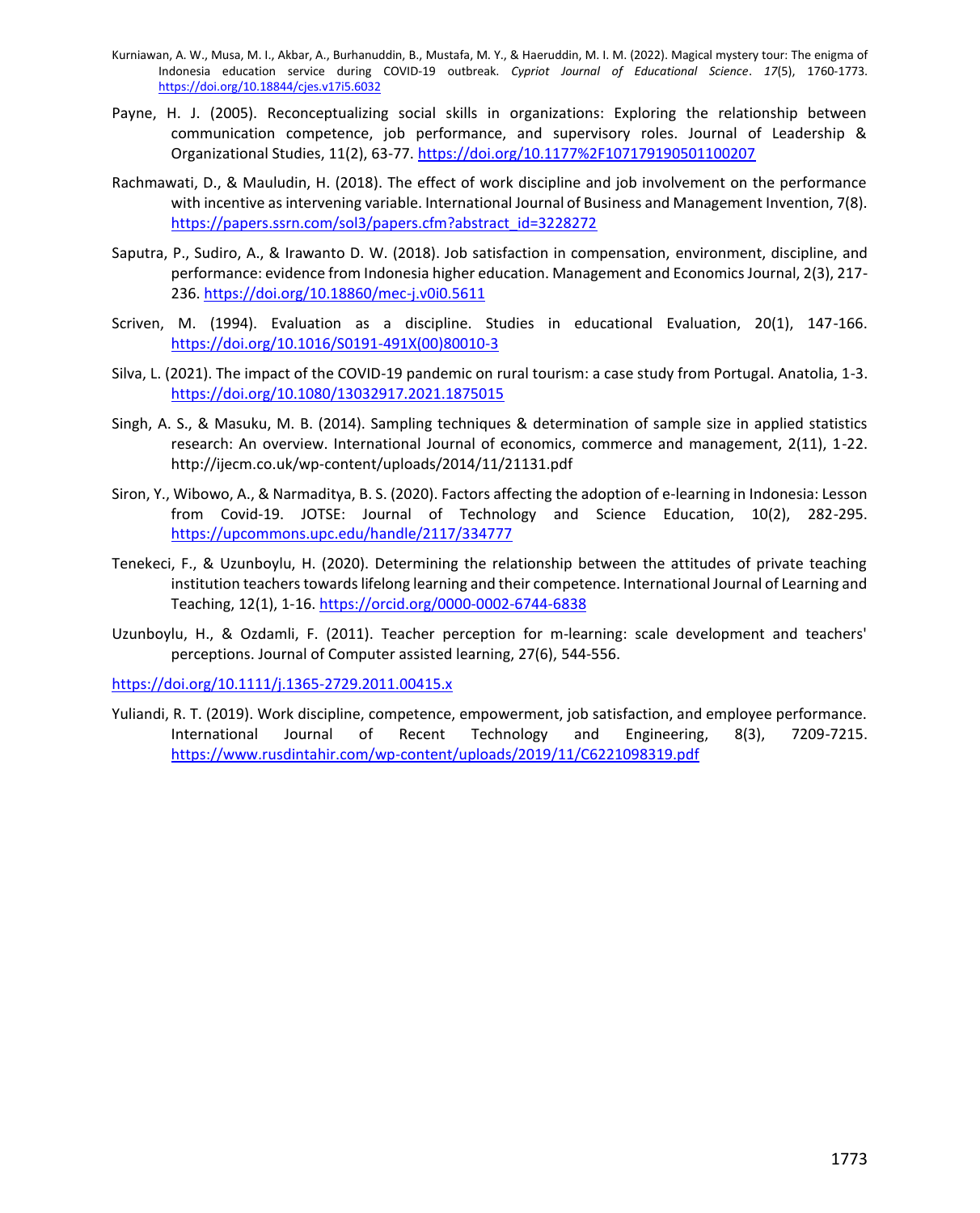Kurniawan, A. W., Musa, M. I., Akbar, A., Burhanuddin, B., Mustafa, M. Y., & Haeruddin, M. I. M. (2022). Magical mystery tour: The enigma of Indonesia education service during COVID-19 outbreak. *Cypriot Journal of Educational Science*. *17*(5), 1760-1773. https://doi.org/10.18844/cjes.v17i5.6032

Payne, H. J. (2005). Reconceptualizing social skills in organizations: Exploring the relationship between communication competence, job performance, and supervisory roles. Journal of Leadership & Organizational Studies, 11(2), 63-77. https://doi.org/10.1177%2F107179190501100207

Rachmawati, D., & Mauludin, H. (2018). The effect of work discipline and job involvement on the performance with incentive as intervening variable. International Journal of Business and Management Invention, 7(8). https://papers.ssrn.com/sol3/papers.cfm?abstract_id=3228272

Saputra, P., Sudiro, A., & Irawanto D. W. (2018). Job satisfaction in compensation, environment, discipline, and performance: evidence from Indonesia higher education. Management and Economics Journal, 2(3), 217-236. https://doi.org/10.18860/mec-j.v0i0.5611

Scriven, M. (1994). Evaluation as a discipline. Studies in educational Evaluation, 20(1), 147-166. https://doi.org/10.1016/S0191-491X(00)80010-3

Silva, L. (2021). The impact of the COVID-19 pandemic on rural tourism: a case study from Portugal. Anatolia, 1-3. https://doi.org/10.1080/13032917.2021.1875015

Singh, A. S., & Masuku, M. B. (2014). Sampling techniques & determination of sample size in applied statistics research: An overview. International Journal of economics, commerce and management, 2(11), 1-22. http://ijecm.co.uk/wp-content/uploads/2014/11/21131.pdf

Siron, Y., Wibowo, A., & Narmaditya, B. S. (2020). Factors affecting the adoption of e-learning in Indonesia: Lesson from Covid-19. JOTSE: Journal of Technology and Science Education, 10(2), 282-295. https://upcommons.upc.edu/handle/2117/334777

Tenekeci, F., & Uzunboylu, H. (2020). Determining the relationship between the attitudes of private teaching institution teachers towards lifelong learning and their competence. International Journal of Learning and Teaching, 12(1), 1-16. https://orcid.org/0000-0002-6744-6838

Uzunboylu, H., & Ozdamli, F. (2011). Teacher perception for m-learning: scale development and teachers' perceptions. Journal of Computer assisted learning, 27(6), 544-556.

https://doi.org/10.1111/j.1365-2729.2011.00415.x

Yuliandi, R. T. (2019). Work discipline, competence, empowerment, job satisfaction, and employee performance. International Journal of Recent Technology and Engineering, 8(3), 7209-7215. https://www.rusdintahir.com/wp-content/uploads/2019/11/C6221098319.pdf